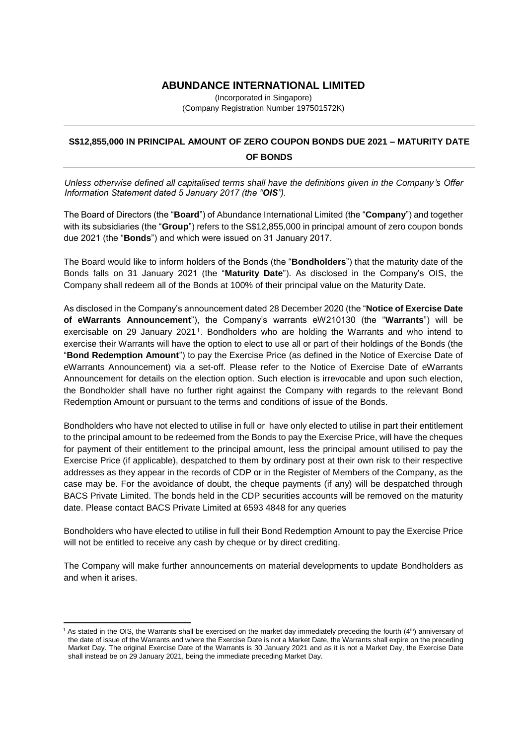# ABUNDANCE INTERNATIONAL LIMITED

(Incorporated in Singapore)
(Company Registration Number 197501572K)

---

## S$12,855,000 IN PRINCIPAL AMOUNT OF ZERO COUPON BONDS DUE 2021 – MATURITY DATE OF BONDS

---

*Unless otherwise defined all capitalised terms shall have the definitions given in the Company's Offer Information Statement dated 5 January 2017 (the "**OIS**").*

The Board of Directors (the "**Board**") of Abundance International Limited (the "**Company**") and together with its subsidiaries (the "**Group**") refers to the S$12,855,000 in principal amount of zero coupon bonds due 2021 (the "**Bonds**") and which were issued on 31 January 2017.

The Board would like to inform holders of the Bonds (the "**Bondholders**") that the maturity date of the Bonds falls on 31 January 2021 (the "**Maturity Date**"). As disclosed in the Company's OIS, the Company shall redeem all of the Bonds at 100% of their principal value on the Maturity Date.

As disclosed in the Company's announcement dated 28 December 2020 (the "**Notice of Exercise Date of eWarrants Announcement**"), the Company's warrants eW210130 (the "**Warrants**") will be exercisable on 29 January 2021[1]. Bondholders who are holding the Warrants and who intend to exercise their Warrants will have the option to elect to use all or part of their holdings of the Bonds (the "**Bond Redemption Amount**") to pay the Exercise Price (as defined in the Notice of Exercise Date of eWarrants Announcement) via a set-off. Please refer to the Notice of Exercise Date of eWarrants Announcement for details on the election option. Such election is irrevocable and upon such election, the Bondholder shall have no further right against the Company with regards to the relevant Bond Redemption Amount or pursuant to the terms and conditions of issue of the Bonds.

Bondholders who have not elected to utilise in full or have only elected to utilise in part their entitlement to the principal amount to be redeemed from the Bonds to pay the Exercise Price, will have the cheques for payment of their entitlement to the principal amount, less the principal amount utilised to pay the Exercise Price (if applicable), despatched to them by ordinary post at their own risk to their respective addresses as they appear in the records of CDP or in the Register of Members of the Company, as the case may be. For the avoidance of doubt, the cheque payments (if any) will be despatched through BACS Private Limited. The bonds held in the CDP securities accounts will be removed on the maturity date. Please contact BACS Private Limited at 6593 4848 for any queries

Bondholders who have elected to utilise in full their Bond Redemption Amount to pay the Exercise Price will not be entitled to receive any cash by cheque or by direct crediting.

The Company will make further announcements on material developments to update Bondholders as and when it arises.

---

[1] As stated in the OIS, the Warrants shall be exercised on the market day immediately preceding the fourth (4th) anniversary of the date of issue of the Warrants and where the Exercise Date is not a Market Date, the Warrants shall expire on the preceding Market Day. The original Exercise Date of the Warrants is 30 January 2021 and as it is not a Market Day, the Exercise Date shall instead be on 29 January 2021, being the immediate preceding Market Day.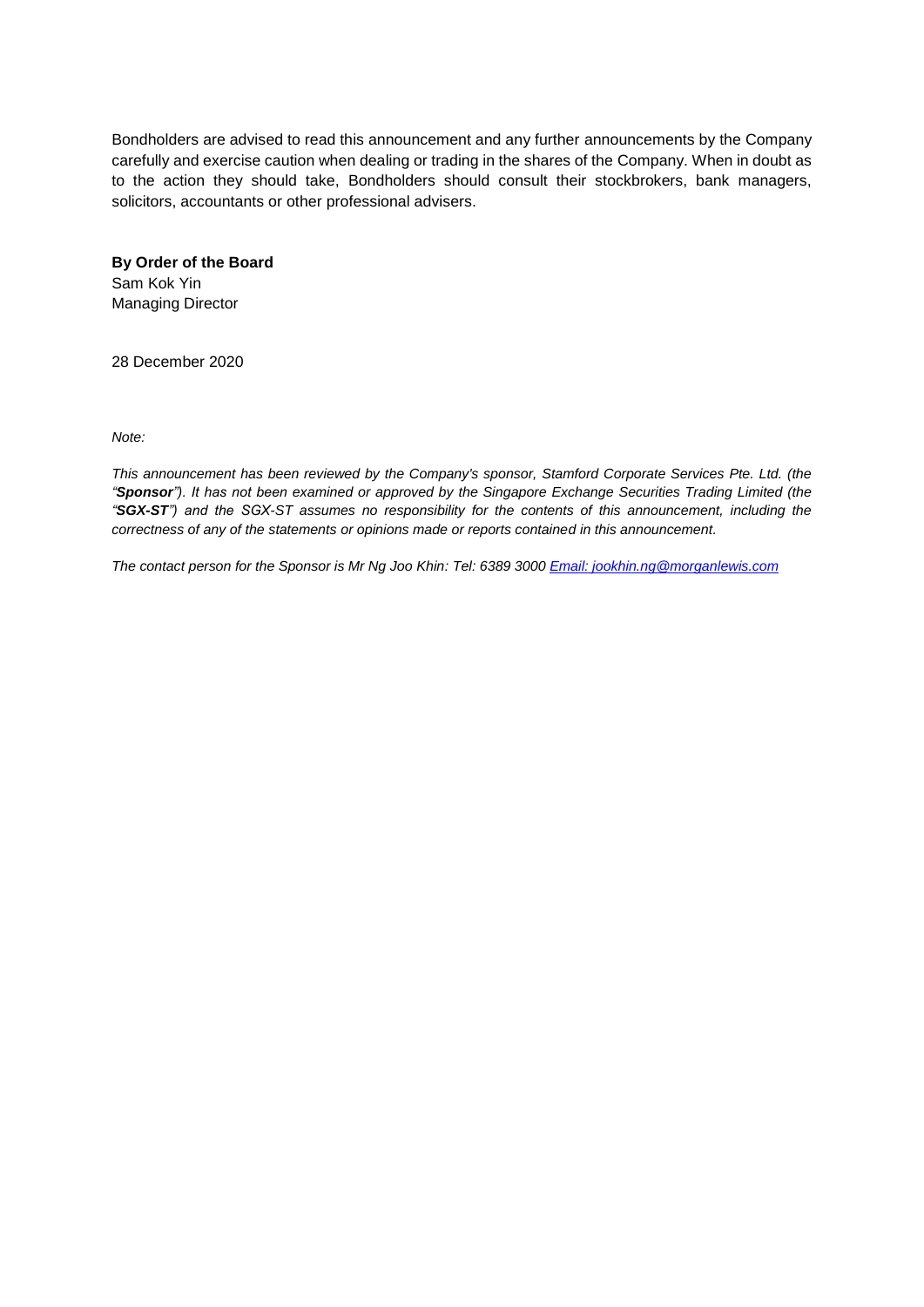Bondholders are advised to read this announcement and any further announcements by the Company carefully and exercise caution when dealing or trading in the shares of the Company. When in doubt as to the action they should take, Bondholders should consult their stockbrokers, bank managers, solicitors, accountants or other professional advisers.

**By Order of the Board**
Sam Kok Yin
Managing Director

28 December 2020

*Note:*

*This announcement has been reviewed by the Company's sponsor, Stamford Corporate Services Pte. Ltd. (the "**Sponsor**"). It has not been examined or approved by the Singapore Exchange Securities Trading Limited (the "**SGX-ST**") and the SGX-ST assumes no responsibility for the contents of this announcement, including the correctness of any of the statements or opinions made or reports contained in this announcement.*

*The contact person for the Sponsor is Mr Ng Joo Khin: Tel: 6389 3000 Email: jookhin.ng@morganlewis.com*